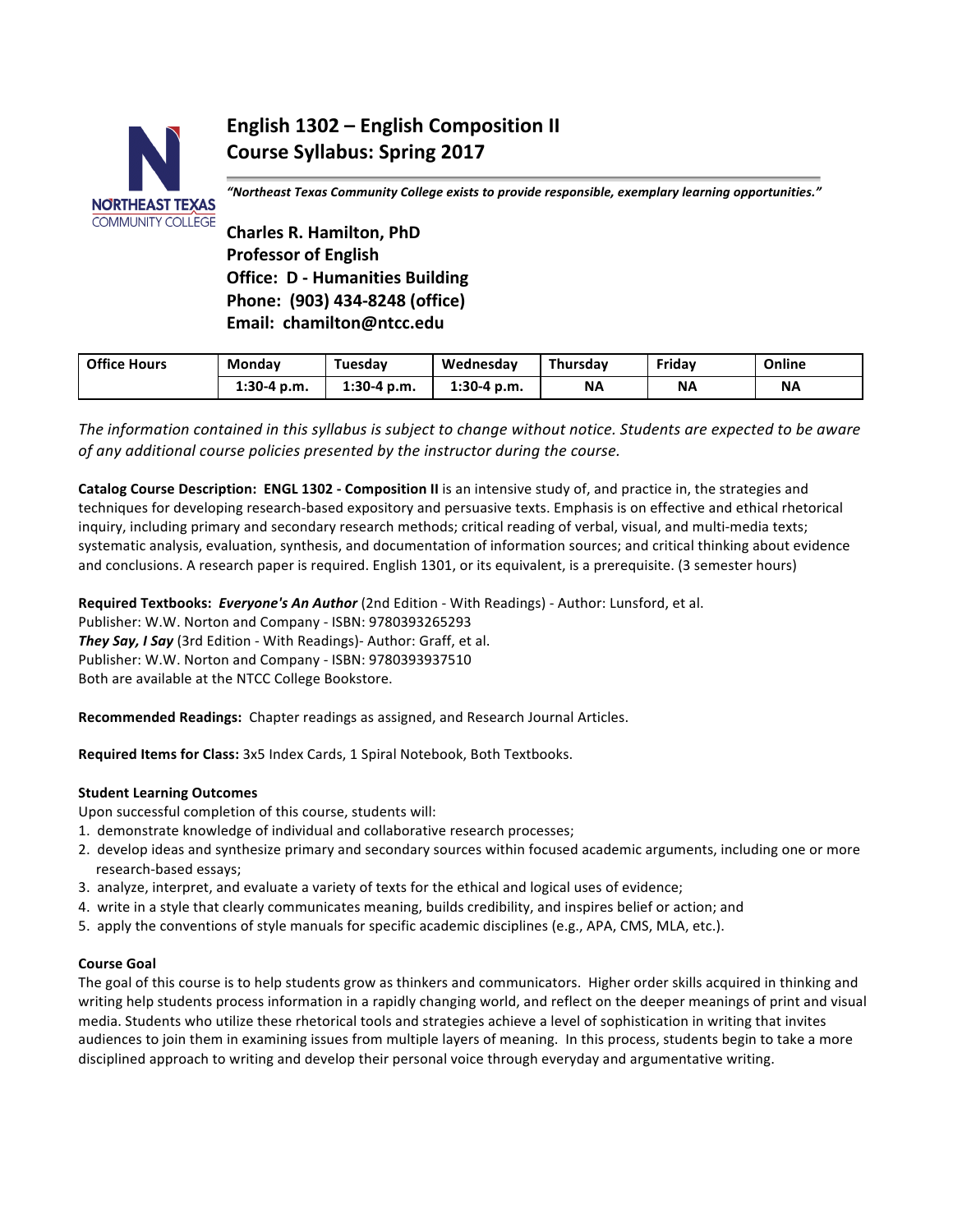# English 1302 – English Composition II
# Course Syllabus: Spring 2017

***"Northeast Texas Community College exists to provide responsible, exemplary learning opportunities."***

**Charles R. Hamilton, PhD**
**Professor of English**
**Office: D - Humanities Building**
**Phone: (903) 434-8248 (office)**
**Email: chamilton@ntcc.edu**

| Office Hours | Monday | Tuesday | Wednesday | Thursday | Friday | Online |
|---|---|---|---|---|---|---|
| | 1:30-4 p.m. | 1:30-4 p.m. | 1:30-4 p.m. | NA | NA | NA |

*The information contained in this syllabus is subject to change without notice. Students are expected to be aware of any additional course policies presented by the instructor during the course.*

**Catalog Course Description: ENGL 1302 - Composition II** is an intensive study of, and practice in, the strategies and techniques for developing research-based expository and persuasive texts. Emphasis is on effective and ethical rhetorical inquiry, including primary and secondary research methods; critical reading of verbal, visual, and multi-media texts; systematic analysis, evaluation, synthesis, and documentation of information sources; and critical thinking about evidence and conclusions. A research paper is required. English 1301, or its equivalent, is a prerequisite. (3 semester hours)

**Required Textbooks:** ***Everyone's An Author*** (2nd Edition - With Readings) - Author: Lunsford, et al.
Publisher: W.W. Norton and Company - ISBN: 9780393265293
***They Say, I Say*** (3rd Edition - With Readings)- Author: Graff, et al.
Publisher: W.W. Norton and Company - ISBN: 9780393937510
Both are available at the NTCC College Bookstore.

**Recommended Readings:** Chapter readings as assigned, and Research Journal Articles.

**Required Items for Class:** 3x5 Index Cards, 1 Spiral Notebook, Both Textbooks.

**Student Learning Outcomes**

Upon successful completion of this course, students will:

1. demonstrate knowledge of individual and collaborative research processes;
2. develop ideas and synthesize primary and secondary sources within focused academic arguments, including one or more research-based essays;
3. analyze, interpret, and evaluate a variety of texts for the ethical and logical uses of evidence;
4. write in a style that clearly communicates meaning, builds credibility, and inspires belief or action; and
5. apply the conventions of style manuals for specific academic disciplines (e.g., APA, CMS, MLA, etc.).

**Course Goal**

The goal of this course is to help students grow as thinkers and communicators. Higher order skills acquired in thinking and writing help students process information in a rapidly changing world, and reflect on the deeper meanings of print and visual media. Students who utilize these rhetorical tools and strategies achieve a level of sophistication in writing that invites audiences to join them in examining issues from multiple layers of meaning. In this process, students begin to take a more disciplined approach to writing and develop their personal voice through everyday and argumentative writing.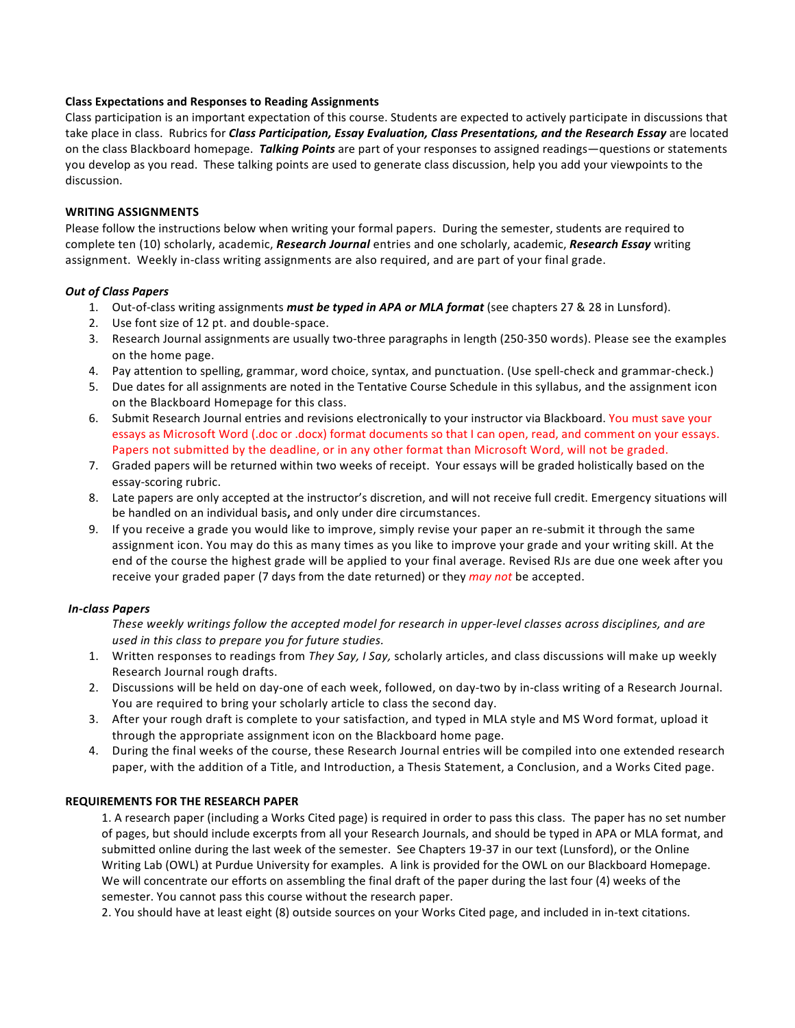**Class Expectations and Responses to Reading Assignments**

Class participation is an important expectation of this course. Students are expected to actively participate in discussions that take place in class. Rubrics for ***Class Participation, Essay Evaluation, Class Presentations, and the Research Essay*** are located on the class Blackboard homepage. ***Talking Points*** are part of your responses to assigned readings—questions or statements you develop as you read. These talking points are used to generate class discussion, help you add your viewpoints to the discussion.

**WRITING ASSIGNMENTS**

Please follow the instructions below when writing your formal papers. During the semester, students are required to complete ten (10) scholarly, academic, ***Research Journal*** entries and one scholarly, academic, ***Research Essay*** writing assignment. Weekly in-class writing assignments are also required, and are part of your final grade.

***Out of Class Papers***

1. Out-of-class writing assignments ***must be typed in APA or MLA format*** (see chapters 27 & 28 in Lunsford).
2. Use font size of 12 pt. and double-space.
3. Research Journal assignments are usually two-three paragraphs in length (250-350 words). Please see the examples on the home page.
4. Pay attention to spelling, grammar, word choice, syntax, and punctuation. (Use spell-check and grammar-check.)
5. Due dates for all assignments are noted in the Tentative Course Schedule in this syllabus, and the assignment icon on the Blackboard Homepage for this class.
6. Submit Research Journal entries and revisions electronically to your instructor via Blackboard. You must save your essays as Microsoft Word (.doc or .docx) format documents so that I can open, read, and comment on your essays. Papers not submitted by the deadline, or in any other format than Microsoft Word, will not be graded.
7. Graded papers will be returned within two weeks of receipt. Your essays will be graded holistically based on the essay-scoring rubric.
8. Late papers are only accepted at the instructor's discretion, and will not receive full credit. Emergency situations will be handled on an individual basis**,** and only under dire circumstances.
9. If you receive a grade you would like to improve, simply revise your paper an re-submit it through the same assignment icon. You may do this as many times as you like to improve your grade and your writing skill. At the end of the course the highest grade will be applied to your final average. Revised RJs are due one week after you receive your graded paper (7 days from the date returned) or they *may not* be accepted.

***In-class Papers***

*These weekly writings follow the accepted model for research in upper-level classes across disciplines, and are used in this class to prepare you for future studies.*

1. Written responses to readings from *They Say, I Say,* scholarly articles, and class discussions will make up weekly Research Journal rough drafts.
2. Discussions will be held on day-one of each week, followed, on day-two by in-class writing of a Research Journal. You are required to bring your scholarly article to class the second day.
3. After your rough draft is complete to your satisfaction, and typed in MLA style and MS Word format, upload it through the appropriate assignment icon on the Blackboard home page.
4. During the final weeks of the course, these Research Journal entries will be compiled into one extended research paper, with the addition of a Title, and Introduction, a Thesis Statement, a Conclusion, and a Works Cited page.

**REQUIREMENTS FOR THE RESEARCH PAPER**

1. A research paper (including a Works Cited page) is required in order to pass this class. The paper has no set number of pages, but should include excerpts from all your Research Journals, and should be typed in APA or MLA format, and submitted online during the last week of the semester. See Chapters 19-37 in our text (Lunsford), or the Online Writing Lab (OWL) at Purdue University for examples. A link is provided for the OWL on our Blackboard Homepage. We will concentrate our efforts on assembling the final draft of the paper during the last four (4) weeks of the semester. You cannot pass this course without the research paper.
2. You should have at least eight (8) outside sources on your Works Cited page, and included in in-text citations.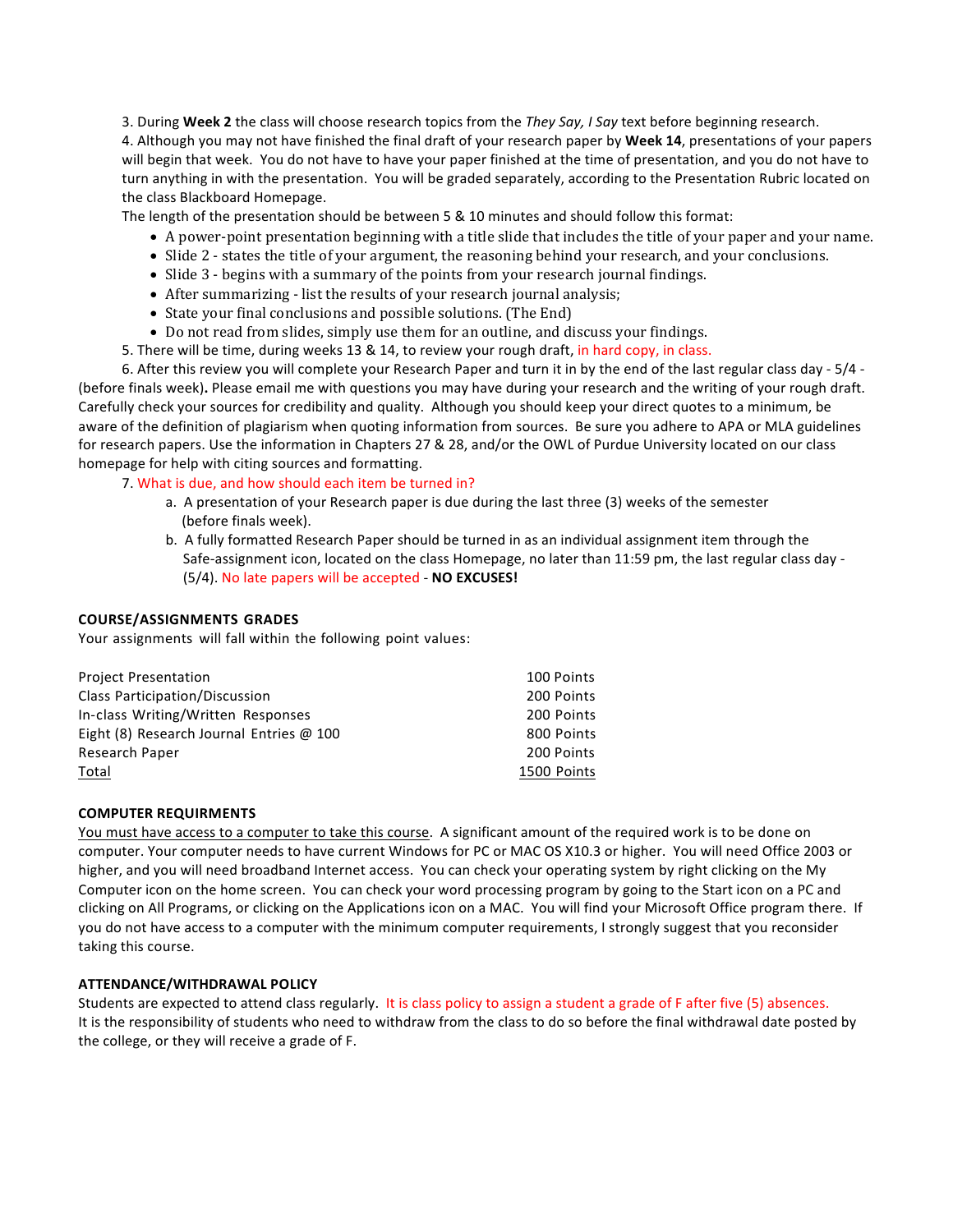3. During **Week 2** the class will choose research topics from the *They Say, I Say* text before beginning research.

4. Although you may not have finished the final draft of your research paper by **Week 14**, presentations of your papers will begin that week. You do not have to have your paper finished at the time of presentation, and you do not have to turn anything in with the presentation. You will be graded separately, according to the Presentation Rubric located on the class Blackboard Homepage.

The length of the presentation should be between 5 & 10 minutes and should follow this format:

- A power-point presentation beginning with a title slide that includes the title of your paper and your name.
- Slide 2 - states the title of your argument, the reasoning behind your research, and your conclusions.
- Slide 3 - begins with a summary of the points from your research journal findings.
- After summarizing - list the results of your research journal analysis;
- State your final conclusions and possible solutions. (The End)
- Do not read from slides, simply use them for an outline, and discuss your findings.

5. There will be time, during weeks 13 & 14, to review your rough draft, in hard copy, in class.

6. After this review you will complete your Research Paper and turn it in by the end of the last regular class day - 5/4 - (before finals week). Please email me with questions you may have during your research and the writing of your rough draft. Carefully check your sources for credibility and quality. Although you should keep your direct quotes to a minimum, be aware of the definition of plagiarism when quoting information from sources. Be sure you adhere to APA or MLA guidelines for research papers. Use the information in Chapters 27 & 28, and/or the OWL of Purdue University located on our class homepage for help with citing sources and formatting.

7. What is due, and how should each item be turned in?
   a. A presentation of your Research paper is due during the last three (3) weeks of the semester (before finals week).
   b. A fully formatted Research Paper should be turned in as an individual assignment item through the Safe-assignment icon, located on the class Homepage, no later than 11:59 pm, the last regular class day - (5/4). No late papers will be accepted - **NO EXCUSES!**

**COURSE/ASSIGNMENTS GRADES**

Your assignments will fall within the following point values:

| | |
|---|---|
| Project Presentation | 100 Points |
| Class Participation/Discussion | 200 Points |
| In-class Writing/Written Responses | 200 Points |
| Eight (8) Research Journal Entries @ 100 | 800 Points |
| Research Paper | 200 Points |
| Total | 1500 Points |

**COMPUTER REQUIRMENTS**

You must have access to a computer to take this course. A significant amount of the required work is to be done on computer. Your computer needs to have current Windows for PC or MAC OS X10.3 or higher. You will need Office 2003 or higher, and you will need broadband Internet access. You can check your operating system by right clicking on the My Computer icon on the home screen. You can check your word processing program by going to the Start icon on a PC and clicking on All Programs, or clicking on the Applications icon on a MAC. You will find your Microsoft Office program there. If you do not have access to a computer with the minimum computer requirements, I strongly suggest that you reconsider taking this course.

**ATTENDANCE/WITHDRAWAL POLICY**

Students are expected to attend class regularly. It is class policy to assign a student a grade of F after five (5) absences. It is the responsibility of students who need to withdraw from the class to do so before the final withdrawal date posted by the college, or they will receive a grade of F.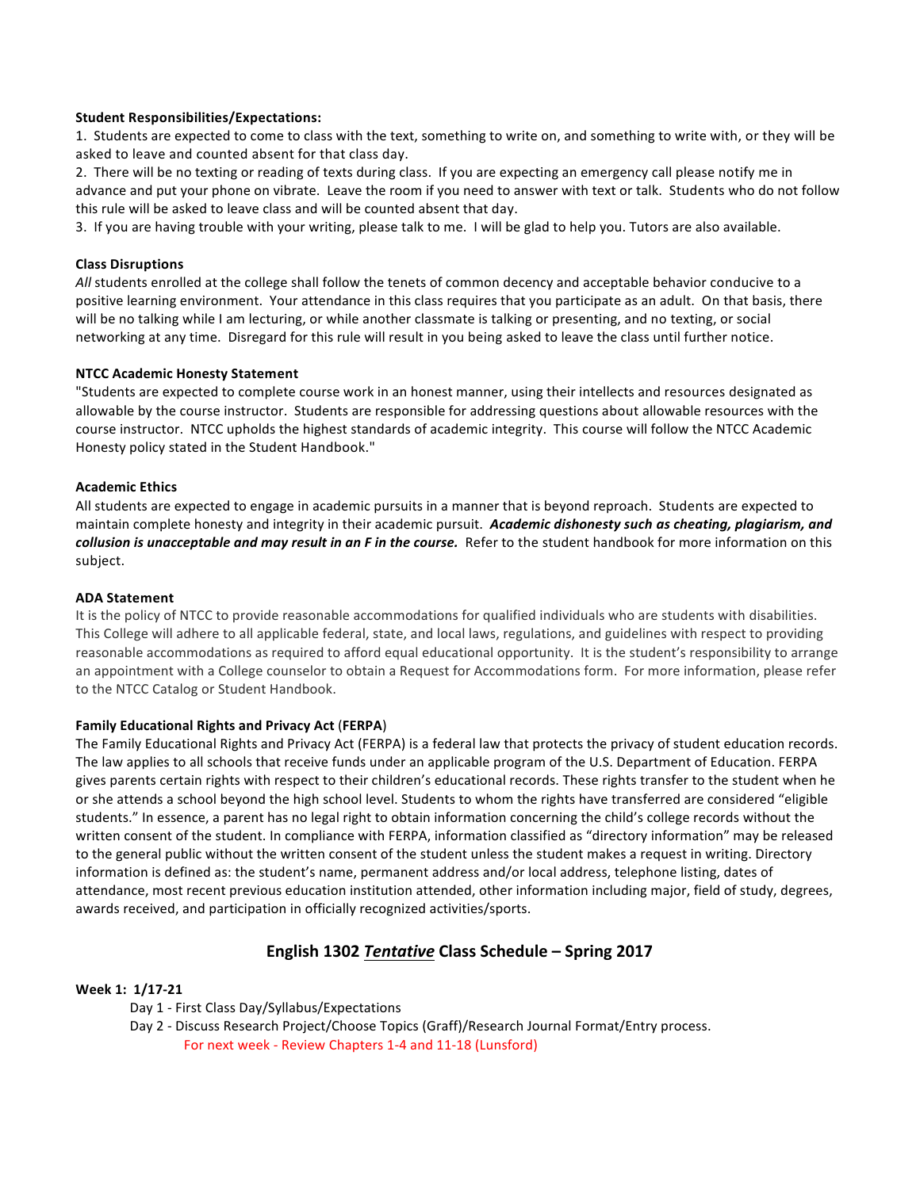**Student Responsibilities/Expectations:**

1. Students are expected to come to class with the text, something to write on, and something to write with, or they will be asked to leave and counted absent for that class day.
2. There will be no texting or reading of texts during class. If you are expecting an emergency call please notify me in advance and put your phone on vibrate. Leave the room if you need to answer with text or talk. Students who do not follow this rule will be asked to leave class and will be counted absent that day.
3. If you are having trouble with your writing, please talk to me. I will be glad to help you. Tutors are also available.

**Class Disruptions**

*All* students enrolled at the college shall follow the tenets of common decency and acceptable behavior conducive to a positive learning environment. Your attendance in this class requires that you participate as an adult. On that basis, there will be no talking while I am lecturing, or while another classmate is talking or presenting, and no texting, or social networking at any time. Disregard for this rule will result in you being asked to leave the class until further notice.

**NTCC Academic Honesty Statement**

"Students are expected to complete course work in an honest manner, using their intellects and resources designated as allowable by the course instructor. Students are responsible for addressing questions about allowable resources with the course instructor. NTCC upholds the highest standards of academic integrity. This course will follow the NTCC Academic Honesty policy stated in the Student Handbook."

**Academic Ethics**

All students are expected to engage in academic pursuits in a manner that is beyond reproach. Students are expected to maintain complete honesty and integrity in their academic pursuit. ***Academic dishonesty such as cheating, plagiarism, and collusion is unacceptable and may result in an F in the course.*** Refer to the student handbook for more information on this subject.

**ADA Statement**

It is the policy of NTCC to provide reasonable accommodations for qualified individuals who are students with disabilities. This College will adhere to all applicable federal, state, and local laws, regulations, and guidelines with respect to providing reasonable accommodations as required to afford equal educational opportunity. It is the student's responsibility to arrange an appointment with a College counselor to obtain a Request for Accommodations form. For more information, please refer to the NTCC Catalog or Student Handbook.

**Family Educational Rights and Privacy Act (FERPA)**

The Family Educational Rights and Privacy Act (FERPA) is a federal law that protects the privacy of student education records. The law applies to all schools that receive funds under an applicable program of the U.S. Department of Education. FERPA gives parents certain rights with respect to their children's educational records. These rights transfer to the student when he or she attends a school beyond the high school level. Students to whom the rights have transferred are considered "eligible students." In essence, a parent has no legal right to obtain information concerning the child's college records without the written consent of the student. In compliance with FERPA, information classified as "directory information" may be released to the general public without the written consent of the student unless the student makes a request in writing. Directory information is defined as: the student's name, permanent address and/or local address, telephone listing, dates of attendance, most recent previous education institution attended, other information including major, field of study, degrees, awards received, and participation in officially recognized activities/sports.

## English 1302 ***Tentative*** Class Schedule – Spring 2017

**Week 1: 1/17-21**

- Day 1 - First Class Day/Syllabus/Expectations
- Day 2 - Discuss Research Project/Choose Topics (Graff)/Research Journal Format/Entry process.
  - For next week - Review Chapters 1-4 and 11-18 (Lunsford)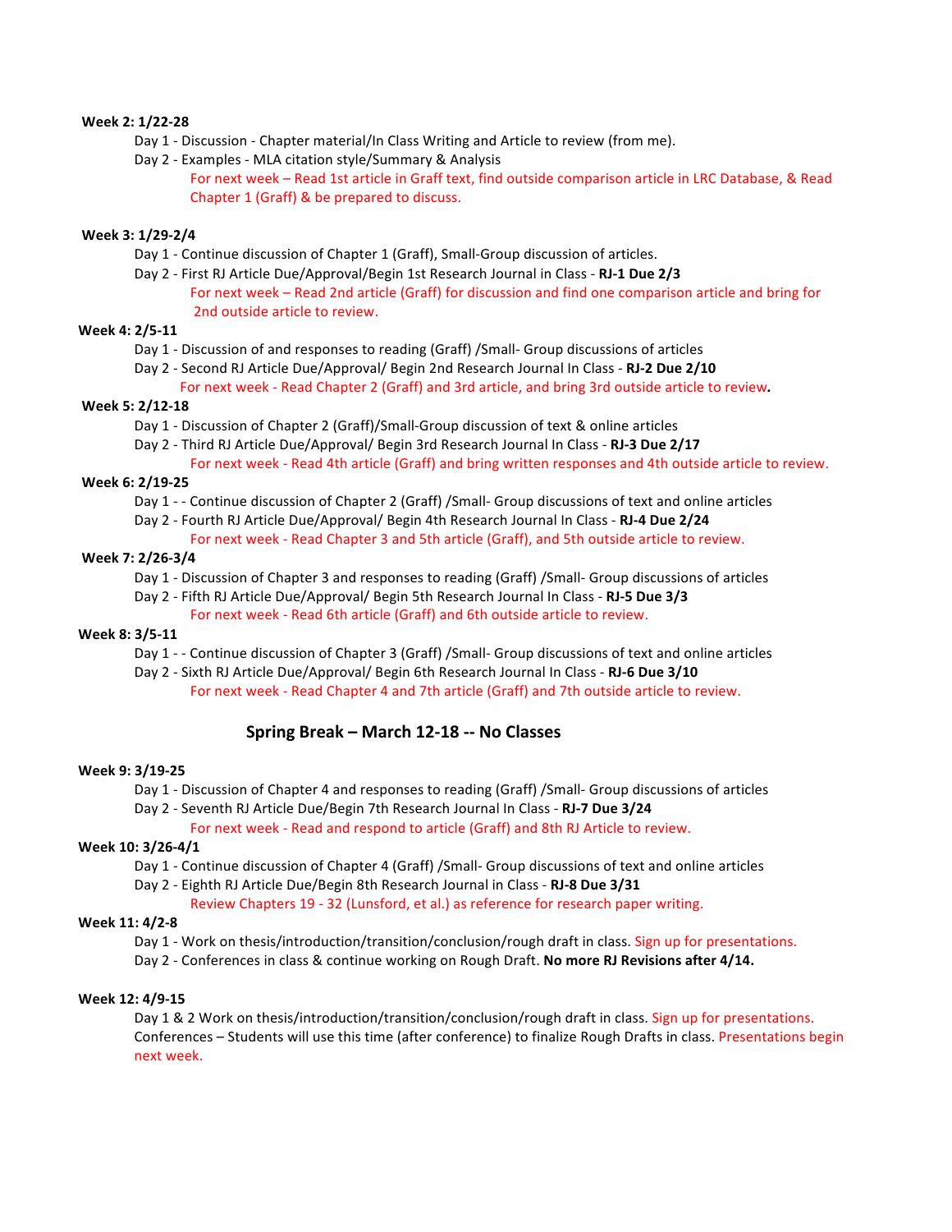**Week 2: 1/22-28**

Day 1 - Discussion - Chapter material/In Class Writing and Article to review (from me).

Day 2 - Examples - MLA citation style/Summary & Analysis

For next week – Read 1st article in Graff text, find outside comparison article in LRC Database, & Read Chapter 1 (Graff) & be prepared to discuss.

**Week 3: 1/29-2/4**

Day 1 - Continue discussion of Chapter 1 (Graff), Small-Group discussion of articles.

Day 2 - First RJ Article Due/Approval/Begin 1st Research Journal in Class - **RJ-1 Due 2/3**

For next week – Read 2nd article (Graff) for discussion and find one comparison article and bring for 2nd outside article to review.

**Week 4: 2/5-11**

Day 1 - Discussion of and responses to reading (Graff) /Small- Group discussions of articles

Day 2 - Second RJ Article Due/Approval/ Begin 2nd Research Journal In Class - **RJ-2 Due 2/10**

For next week - Read Chapter 2 (Graff) and 3rd article, and bring 3rd outside article to review**.**

**Week 5: 2/12-18**

Day 1 - Discussion of Chapter 2 (Graff)/Small-Group discussion of text & online articles

Day 2 - Third RJ Article Due/Approval/ Begin 3rd Research Journal In Class - **RJ-3 Due 2/17**

For next week - Read 4th article (Graff) and bring written responses and 4th outside article to review.

**Week 6: 2/19-25**

Day 1 - - Continue discussion of Chapter 2 (Graff) /Small- Group discussions of text and online articles

Day 2 - Fourth RJ Article Due/Approval/ Begin 4th Research Journal In Class - **RJ-4 Due 2/24**

For next week - Read Chapter 3 and 5th article (Graff), and 5th outside article to review.

**Week 7: 2/26-3/4**

Day 1 - Discussion of Chapter 3 and responses to reading (Graff) /Small- Group discussions of articles

Day 2 - Fifth RJ Article Due/Approval/ Begin 5th Research Journal In Class - **RJ-5 Due 3/3**

For next week - Read 6th article (Graff) and 6th outside article to review.

**Week 8: 3/5-11**

Day 1 - - Continue discussion of Chapter 3 (Graff) /Small- Group discussions of text and online articles

Day 2 - Sixth RJ Article Due/Approval/ Begin 6th Research Journal In Class - **RJ-6 Due 3/10**

For next week - Read Chapter 4 and 7th article (Graff) and 7th outside article to review.

**Spring Break – March 12-18 -- No Classes**

**Week 9: 3/19-25**

Day 1 - Discussion of Chapter 4 and responses to reading (Graff) /Small- Group discussions of articles

Day 2 - Seventh RJ Article Due/Begin 7th Research Journal In Class - **RJ-7 Due 3/24**

For next week - Read and respond to article (Graff) and 8th RJ Article to review.

**Week 10: 3/26-4/1**

Day 1 - Continue discussion of Chapter 4 (Graff) /Small- Group discussions of text and online articles

Day 2 - Eighth RJ Article Due/Begin 8th Research Journal in Class - **RJ-8 Due 3/31**

Review Chapters 19 - 32 (Lunsford, et al.) as reference for research paper writing.

**Week 11: 4/2-8**

Day 1 - Work on thesis/introduction/transition/conclusion/rough draft in class. Sign up for presentations.

Day 2 - Conferences in class & continue working on Rough Draft. **No more RJ Revisions after 4/14.**

**Week 12: 4/9-15**

Day 1 & 2 Work on thesis/introduction/transition/conclusion/rough draft in class. Sign up for presentations. Conferences – Students will use this time (after conference) to finalize Rough Drafts in class. Presentations begin next week.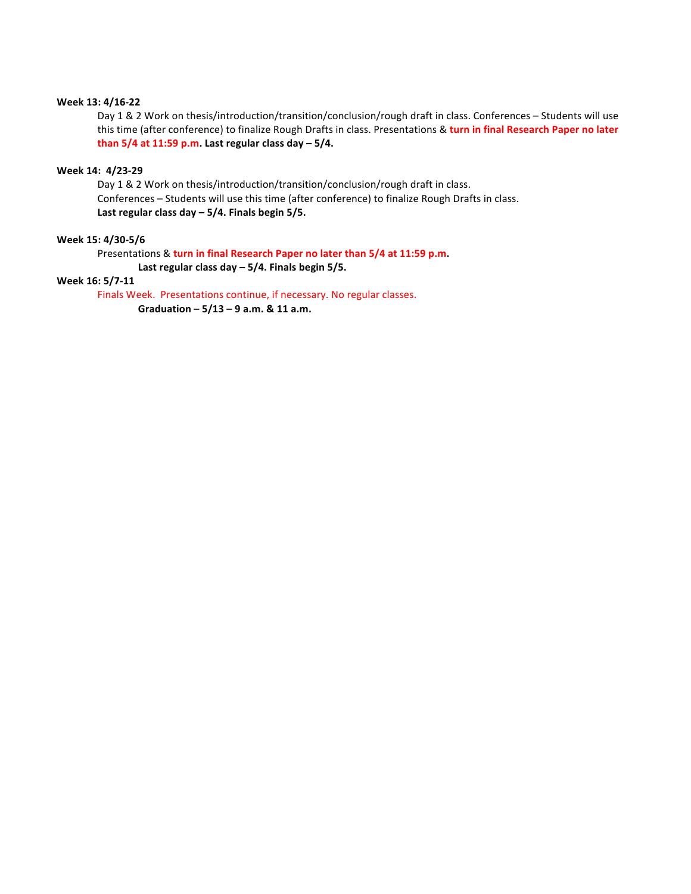**Week 13: 4/16-22**

Day 1 & 2 Work on thesis/introduction/transition/conclusion/rough draft in class. Conferences – Students will use this time (after conference) to finalize Rough Drafts in class. Presentations & **turn in final Research Paper no later than 5/4 at 11:59 p.m. Last regular class day – 5/4.**

**Week 14: 4/23-29**

Day 1 & 2 Work on thesis/introduction/transition/conclusion/rough draft in class.
Conferences – Students will use this time (after conference) to finalize Rough Drafts in class.
**Last regular class day – 5/4. Finals begin 5/5.**

**Week 15: 4/30-5/6**

Presentations & **turn in final Research Paper no later than 5/4 at 11:59 p.m.**

**Last regular class day – 5/4. Finals begin 5/5.**

**Week 16: 5/7-11**

Finals Week. Presentations continue, if necessary. No regular classes.

**Graduation – 5/13 – 9 a.m. & 11 a.m.**